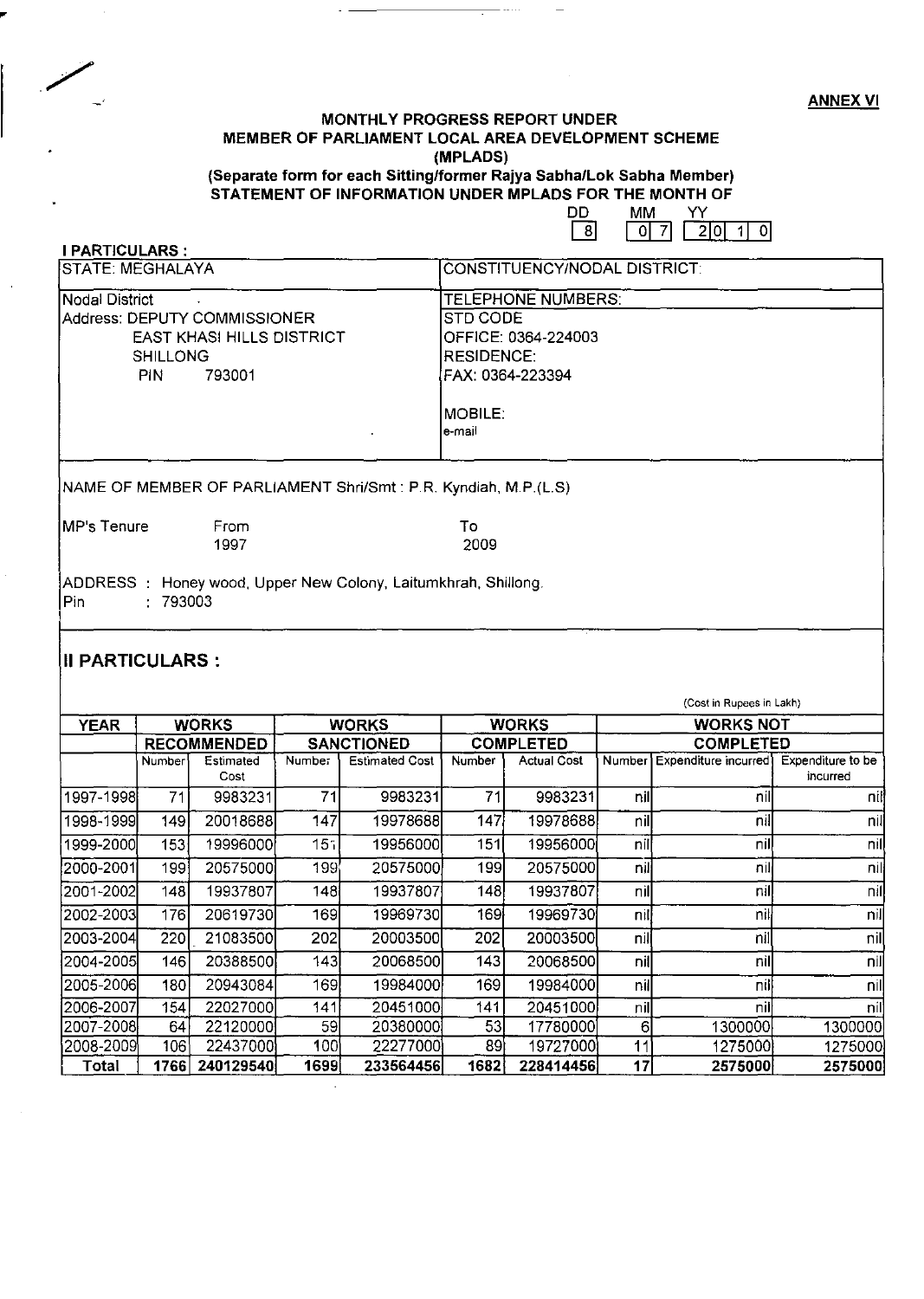ANNEX VI

# MONTHLY PROGRESS REPORT UNDER MEMBER OF PARLIAMENT LOCAL AREA DEVELOPMENT SCHEME (MPLADS)

**(Separate form for each Sitting/former Rajya Sabha/Lok Sabha Member)**

**STATEMENT OF INFORMATION UNDER MPLADS FOR THE MONTH OF**

| DD | MM | YY |
|---|---|---|
| 8 | 07 | 2010 |

**I PARTICULARS :**

| STATE: MEGHALAYA | CONSTITUENCY/NODAL DISTRICT: |
|---|---|
| Nodal District<br>Address: DEPUTY COMMISSIONER<br>EAST KHASI HILLS DISTRICT<br>SHILLONG<br>PIN 793001 | TELEPHONE NUMBERS:<br>STD CODE<br>OFFICE: 0364-224003<br>RESIDENCE:<br>FAX: 0364-223394<br><br>MOBILE:<br>e-mail |

NAME OF MEMBER OF PARLIAMENT Shri/Smt : P.R. Kyndiah, M.P.(L.S)

MP's Tenure From 1997 To 2009

ADDRESS : Honey wood, Upper New Colony, Laitumkhrah, Shillong.
Pin : 793003

## II PARTICULARS :

(Cost in Rupees in Lakh)

| YEAR | WORKS RECOMMENDED | | WORKS SANCTIONED | | WORKS COMPLETED | | WORKS NOT COMPLETED | | |
|---|---|---|---|---|---|---|---|---|---|
| | Number | Estimated Cost | Number | Estimated Cost | Number | Actual Cost | Number | Expenditure incurred | Expenditure to be incurred |
| 1997-1998 | 71 | 9983231 | 71 | 9983231 | 71 | 9983231 | nil | nil | nil |
| 1998-1999 | 149 | 20018688 | 147 | 19978688 | 147 | 19978688 | nil | nil | nil |
| 1999-2000 | 153 | 19996000 | 151 | 19956000 | 151 | 19956000 | nil | nil | nil |
| 2000-2001 | 199 | 20575000 | 199 | 20575000 | 199 | 20575000 | nil | nil | nil |
| 2001-2002 | 148 | 19937807 | 148 | 19937807 | 148 | 19937807 | nil | nil | nil |
| 2002-2003 | 176 | 20619730 | 169 | 19969730 | 169 | 19969730 | nil | nil | nil |
| 2003-2004 | 220 | 21083500 | 202 | 20003500 | 202 | 20003500 | nil | nil | nil |
| 2004-2005 | 146 | 20388500 | 143 | 20068500 | 143 | 20068500 | nil | nil | nil |
| 2005-2006 | 180 | 20943084 | 169 | 19984000 | 169 | 19984000 | nil | nil | nil |
| 2006-2007 | 154 | 22027000 | 141 | 20451000 | 141 | 20451000 | nil | nil | nil |
| 2007-2008 | 64 | 22120000 | 59 | 20380000 | 53 | 17780000 | 6 | 1300000 | 1300000 |
| 2008-2009 | 106 | 22437000 | 100 | 22277000 | 89 | 19727000 | 11 | 1275000 | 1275000 |
| **Total** | **1766** | **240129540** | **1699** | **233564456** | **1682** | **228414456** | **17** | **2575000** | **2575000** |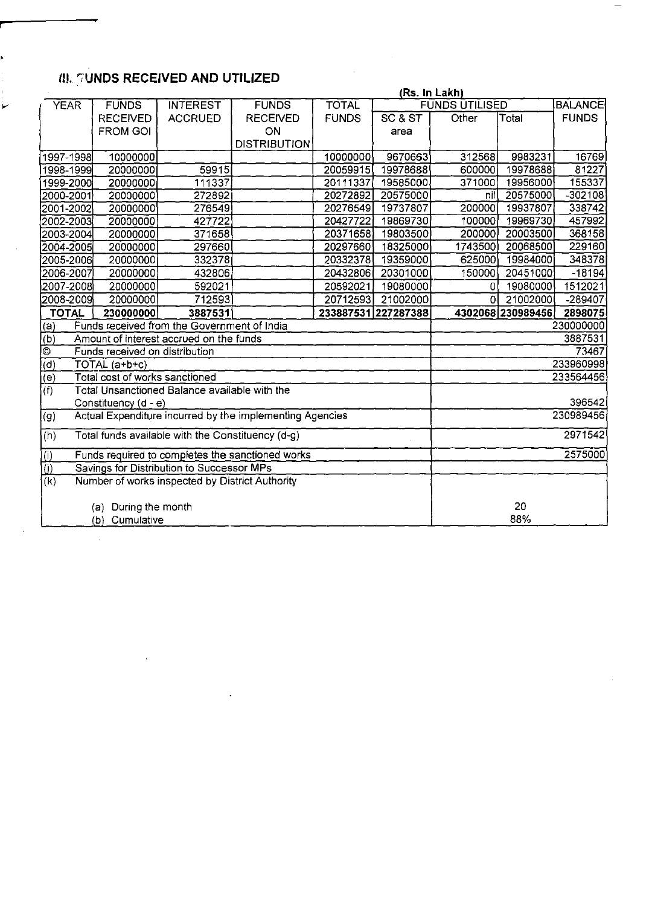## III. FUNDS RECEIVED AND UTILIZED

(Rs. In Lakh)

| YEAR | FUNDS RECEIVED FROM GOI | INTEREST ACCRUED | FUNDS RECEIVED ON DISTRIBUTION | TOTAL FUNDS | FUNDS UTILISED | | | BALANCE FUNDS |
|---|---|---|---|---|---|---|---|---|
| | | | | | SC & ST area | Other | Total | |
| 1997-1998 | 10000000 | | | 10000000 | 9670663 | 312568 | 9983231 | 16769 |
| 1998-1999 | 20000000 | 59915 | | 20059915 | 19978688 | 600000 | 19978688 | 81227 |
| 1999-2000 | 20000000 | 111337 | | 20111337 | 19585000 | 371000 | 19956000 | 155337 |
| 2000-2001 | 20000000 | 272892 | | 20272892 | 20575000 | nil | 20575000 | -302108 |
| 2001-2002 | 20000000 | 276549 | | 20276549 | 19737807 | 200000 | 19937807 | 338742 |
| 2002-2003 | 20000000 | 427722 | | 20427722 | 19869730 | 100000 | 19969730 | 457992 |
| 2003-2004 | 20000000 | 371658 | | 20371658 | 19803500 | 200000 | 20003500 | 368158 |
| 2004-2005 | 20000000 | 297660 | | 20297660 | 18325000 | 1743500 | 20068500 | 229160 |
| 2005-2006 | 20000000 | 332378 | | 20332378 | 19359000 | 625000 | 19984000 | 348378 |
| 2006-2007 | 20000000 | 432806 | | 20432806 | 20301000 | 150000 | 20451000 | -18194 |
| 2007-2008 | 20000000 | 592021 | | 20592021 | 19080000 | 0 | 19080000 | 1512021 |
| 2008-2009 | 20000000 | 712593 | | 20712593 | 21002000 | 0 | 21002000 | -289407 |
| **TOTAL** | **230000000** | **3887531** | | **233887531** | **227287388** | **4302068** | **230989456** | **2898075** |

| | | |
|---|---|---|
| (a) | Funds received from the Government of India | 230000000 |
| (b) | Amount of interest accrued on the funds | 3887531 |
| © | Funds received on distribution | 73467 |
| (d) | TOTAL (a+b+c) | 233960998 |
| (e) | Total cost of works sanctioned | 233564456 |
| (f) | Total Unsanctioned Balance available with the Constituency (d - e) | 396542 |
| (g) | Actual Expenditure incurred by the implementing Agencies | 230989456 |
| (h) | Total funds available with the Constituency (d-g) | 2971542 |
| (i) | Funds required to completes the sanctioned works | 2575000 |
| (j) | Savings for Distribution to Successor MPs | |
| (k) | Number of works inspected by District Authority | |
| | (a) During the month | 20 |
| | (b) Cumulative | 88% |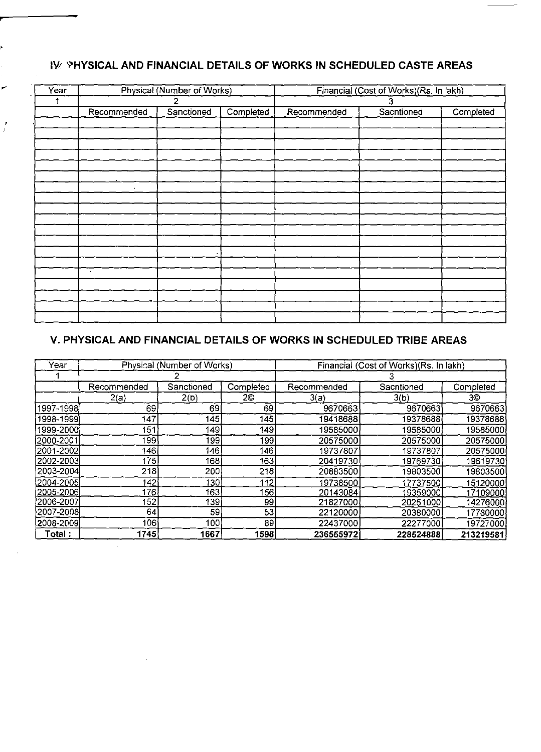## IV. PHYSICAL AND FINANCIAL DETAILS OF WORKS IN SCHEDULED CASTE AREAS

| Year | Physical (Number of Works) | | | Financial (Cost of Works)(Rs. In lakh) | | |
|---|---|---|---|---|---|---|
| 1 | 2 | | | 3 | | |
| | Recommended | Sanctioned | Completed | Recommended | Sacntioned | Completed |
| | | | | | | |
| | | | | | | |
| | | | | | | |
| | | | | | | |
| | | | | | | |
| | | | | | | |
| | | | | | | |
| | | | | | | |
| | | | | | | |
| | | | | | | |
| | | | | | | |
| | | | | | | |
| | | | | | | |
| | | | | | | |
| | | | | | | |
| | | | | | | |
| | | | | | | |
| | | | | | | |
| | | | | | | |
| | | | | | | |

## V. PHYSICAL AND FINANCIAL DETAILS OF WORKS IN SCHEDULED TRIBE AREAS

| Year | Physical (Number of Works) | | | Financial (Cost of Works)(Rs. In lakh) | | |
|---|---|---|---|---|---|---|
| 1 | 2 | | | 3 | | |
| | Recommended | Sanctioned | Completed | Recommended | Sacntioned | Completed |
| | 2(a) | 2(b) | 2© | 3(a) | 3(b) | 3© |
| 1997-1998 | 69 | 69 | 69 | 9670663 | 9670663 | 9670663 |
| 1998-1999 | 147 | 145 | 145 | 19418688 | 19378688 | 19378688 |
| 1999-2000 | 151 | 149 | 149 | 19585000 | 19585000 | 19585000 |
| 2000-2001 | 199 | 199 | 199 | 20575000 | 20575000 | 20575000 |
| 2001-2002 | 146 | 146 | 146 | 19737807 | 19737807 | 20575000 |
| 2002-2003 | 175 | 168 | 163 | 20419730 | 19769730 | 19619730 |
| 2003-2004 | 218 | 200 | 218 | 20883500 | 19803500 | 19803500 |
| 2004-2005 | 142 | 130 | 112 | 19738500 | 17737500 | 15120000 |
| 2005-2006 | 176 | 163 | 156 | 20143084 | 19359000 | 17109000 |
| 2006-2007 | 152 | 139 | 99 | 21827000 | 20251000 | 14276000 |
| 2007-2008 | 64 | 59 | 53 | 22120000 | 20380000 | 17780000 |
| 2008-2009 | 106 | 100 | 89 | 22437000 | 22277000 | 19727000 |
| Total : | 1745 | 1667 | 1598 | 236555972 | 228524888 | 213219581 |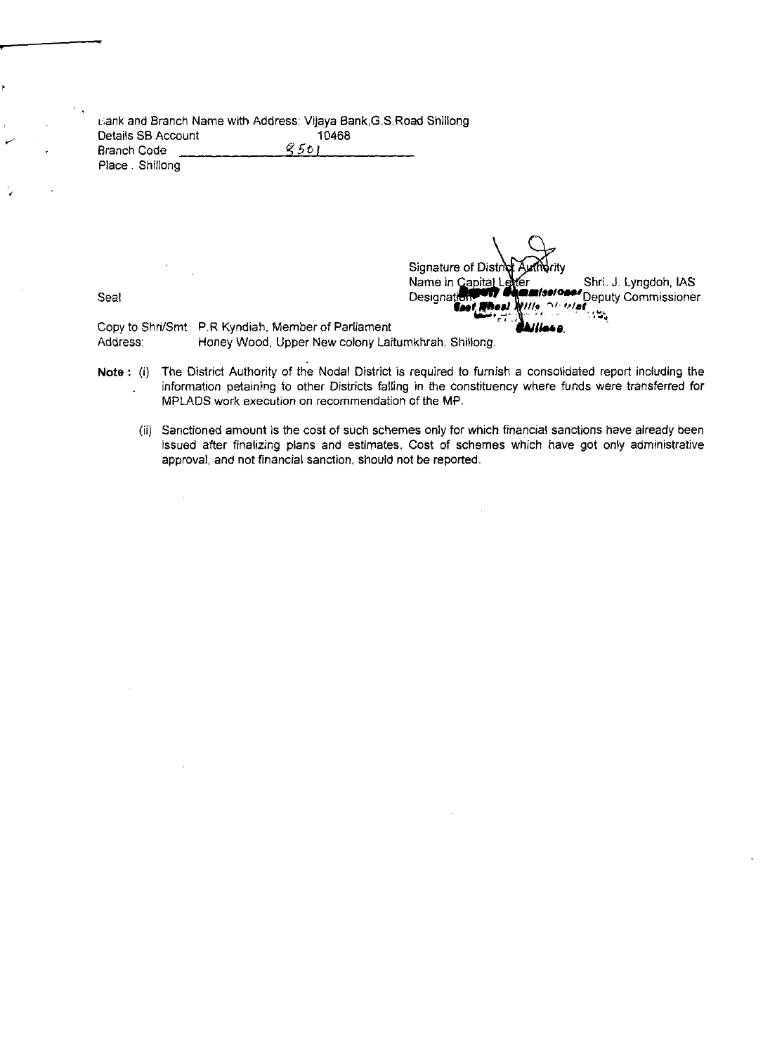Bank and Branch Name with Address: Vijaya Bank,G.S.Road Shillong

Details SB Account 10468

Branch Code 8501

Place : Shillong

Signature of District Authority

Name in Capital Letter Shri. J. Lyngdoh, IAS

Designation Deputy Commissioner

Seal

Copy to Shri/Smt P.R Kyndiah, Member of Parliament

Address: Honey Wood, Upper New colony Laitumkhrah, Shillong.

**Note :** (i) The District Authority of the Nodal District is required to furnish a consolidated report including the information petaining to other Districts falling in the constituency where funds were transferred for MPLADS work execution on recommendation of the MP.

(ii) Sanctioned amount is the cost of such schemes only for which financial sanctions have already been issued after finalizing plans and estimates. Cost of schemes which have got only administrative approval, and not financial sanction, should not be reported.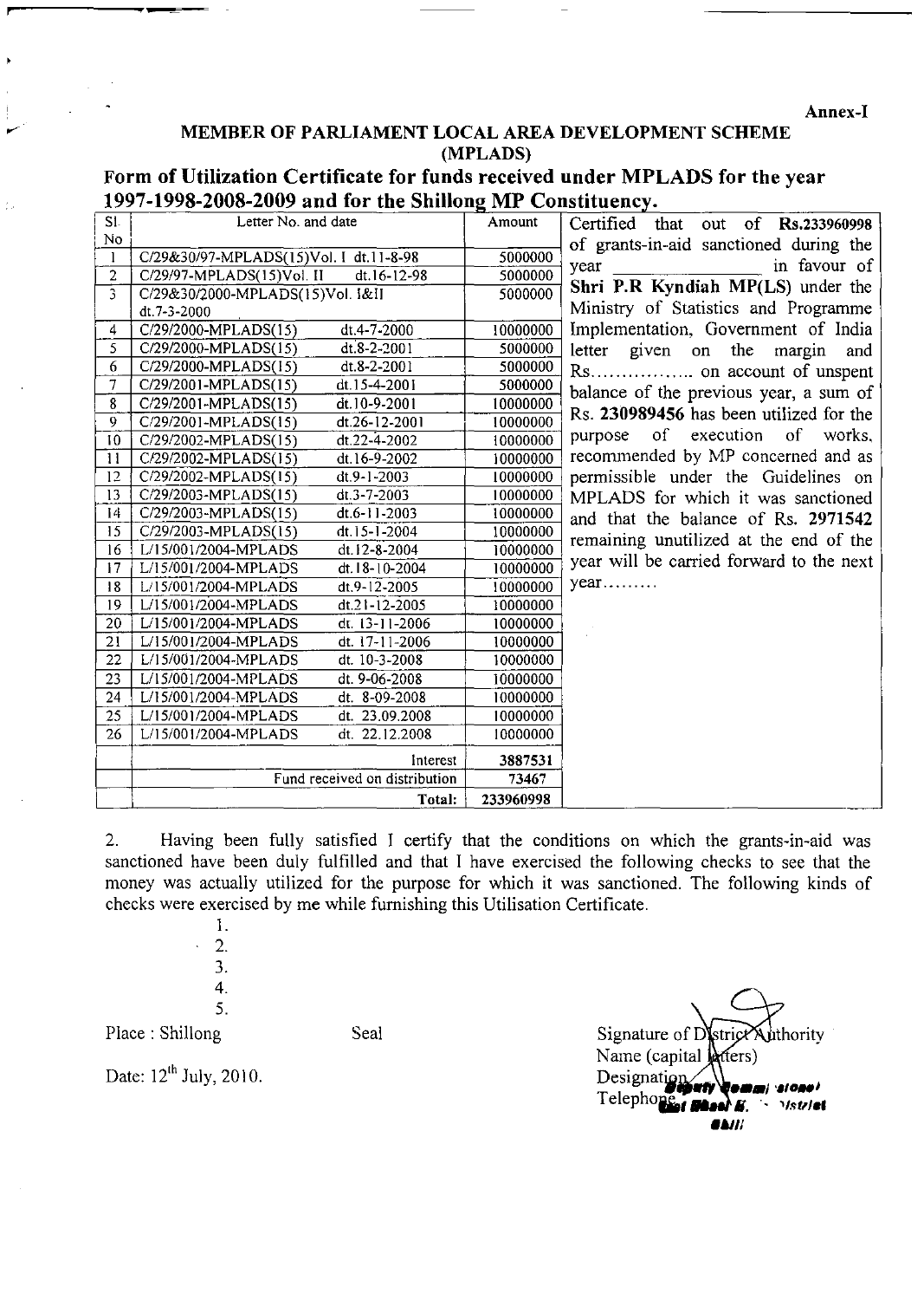Annex-I

# MEMBER OF PARLIAMENT LOCAL AREA DEVELOPMENT SCHEME (MPLADS)

## Form of Utilization Certificate for funds received under MPLADS for the year 1997-1998-2008-2009 and for the Shillong MP Constituency.

| Sl. No | Letter No. and date | | Amount |
|---|---|---|---|
| 1 | C/29&30/97-MPLADS(15)Vol. I dt.11-8-98 | | 5000000 |
| 2 | C/29/97-MPLADS(15)Vol. II | dt.16-12-98 | 5000000 |
| 3 | C/29&30/2000-MPLADS(15)Vol. I&II dt.7-3-2000 | | 5000000 |
| 4 | C/29/2000-MPLADS(15) | dt.4-7-2000 | 10000000 |
| 5 | C/29/2000-MPLADS(15) | dt.8-2-2001 | 5000000 |
| 6 | C/29/2000-MPLADS(15) | dt.8-2-2001 | 5000000 |
| 7 | C/29/2001-MPLADS(15) | dt.15-4-2001 | 5000000 |
| 8 | C/29/2001-MPLADS(15) | dt.10-9-2001 | 10000000 |
| 9 | C/29/2001-MPLADS(15) | dt.26-12-2001 | 10000000 |
| 10 | C/29/2002-MPLADS(15) | dt.22-4-2002 | 10000000 |
| 11 | C/29/2002-MPLADS(15) | dt.16-9-2002 | 10000000 |
| 12 | C/29/2002-MPLADS(15) | dt.9-1-2003 | 10000000 |
| 13 | C/29/2003-MPLADS(15) | dt.3-7-2003 | 10000000 |
| 14 | C/29/2003-MPLADS(15) | dt.6-11-2003 | 10000000 |
| 15 | C/29/2003-MPLADS(15) | dt.15-1-2004 | 10000000 |
| 16 | L/15/001/2004-MPLADS | dt.12-8-2004 | 10000000 |
| 17 | L/15/001/2004-MPLADS | dt.18-10-2004 | 10000000 |
| 18 | L/15/001/2004-MPLADS | dt.9-12-2005 | 10000000 |
| 19 | L/15/001/2004-MPLADS | dt.21-12-2005 | 10000000 |
| 20 | L/15/001/2004-MPLADS | dt. 13-11-2006 | 10000000 |
| 21 | L/15/001/2004-MPLADS | dt. 17-11-2006 | 10000000 |
| 22 | L/15/001/2004-MPLADS | dt. 10-3-2008 | 10000000 |
| 23 | L/15/001/2004-MPLADS | dt. 9-06-2008 | 10000000 |
| 24 | L/15/001/2004-MPLADS | dt. 8-09-2008 | 10000000 |
| 25 | L/15/001/2004-MPLADS | dt. 23.09.2008 | 10000000 |
| 26 | L/15/001/2004-MPLADS | dt. 22.12.2008 | 10000000 |
| | | Interest | 3887531 |
| | | Fund received on distribution | 73467 |
| | | **Total:** | **233960998** |

Certified that out of **Rs.233960998** of grants-in-aid sanctioned during the year \_\_\_\_\_\_\_\_\_\_\_\_\_\_ in favour of **Shri P.R Kyndiah MP(LS)** under the Ministry of Statistics and Programme Implementation, Government of India letter given on the margin and Rs................ on account of unspent balance of the previous year, a sum of Rs. **230989456** has been utilized for the purpose of execution of works, recommended by MP concerned and as permissible under the Guidelines on MPLADS for which it was sanctioned and that the balance of Rs. **2971542** remaining unutilized at the end of the year will be carried forward to the next year.........

2. Having been fully satisfied I certify that the conditions on which the grants-in-aid was sanctioned have been duly fulfilled and that I have exercised the following checks to see that the money was actually utilized for the purpose for which it was sanctioned. The following kinds of checks were exercised by me while furnishing this Utilisation Certificate.

1.
2.
3.
4.
5.

Place : Shillong

Seal

Date: 12th July, 2010.

Signature of District Authority
Name (capital letters)
Designation
Telephone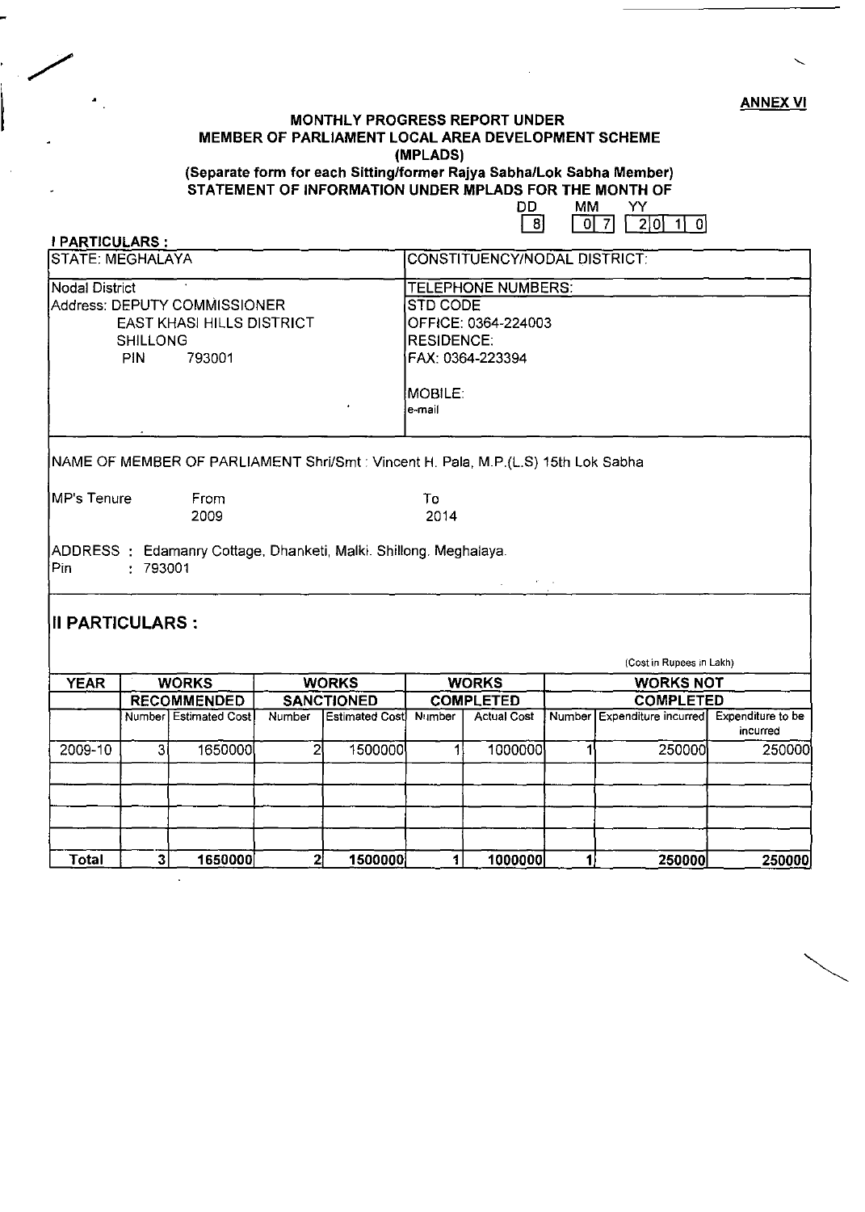**ANNEX VI**

## MONTHLY PROGRESS REPORT UNDER MEMBER OF PARLIAMENT LOCAL AREA DEVELOPMENT SCHEME (MPLADS)

**(Separate form for each Sitting/former Rajya Sabha/Lok Sabha Member)**

**STATEMENT OF INFORMATION UNDER MPLADS FOR THE MONTH OF**

| DD | MM | YY |
|---|---|---|
| 8 | 07 | 2010 |

**I PARTICULARS :**

| STATE: MEGHALAYA | CONSTITUENCY/NODAL DISTRICT: |
|---|---|
| Nodal District<br>Address: DEPUTY COMMISSIONER<br>EAST KHASI HILLS DISTRICT<br>SHILLONG<br>PIN 793001 | TELEPHONE NUMBERS:<br>STD CODE<br>OFFICE: 0364-224003<br>RESIDENCE:<br>FAX: 0364-223394<br><br>MOBILE:<br>e-mail |

NAME OF MEMBER OF PARLIAMENT Shri/Smt : Vincent H. Pala, M.P.(L.S) 15th Lok Sabha

MP's Tenure From 2009 To 2014

ADDRESS : Edamanry Cottage, Dhanketi, Malki. Shillong. Meghalaya.
Pin : 793001

## II PARTICULARS :

(Cost in Rupees in Lakh)

| YEAR | WORKS RECOMMENDED | | WORKS SANCTIONED | | WORKS COMPLETED | | WORKS NOT COMPLETED | | |
|---|---|---|---|---|---|---|---|---|---|
| | Number | Estimated Cost | Number | Estimated Cost | Number | Actual Cost | Number | Expenditure incurred | Expenditure to be incurred |
| 2009-10 | 3 | 1650000 | 2 | 1500000 | 1 | 1000000 | 1 | 250000 | 250000 |
| | | | | | | | | | |
| | | | | | | | | | |
| | | | | | | | | | |
| | | | | | | | | | |
| **Total** | **3** | **1650000** | **2** | **1500000** | **1** | **1000000** | **1** | **250000** | **250000** |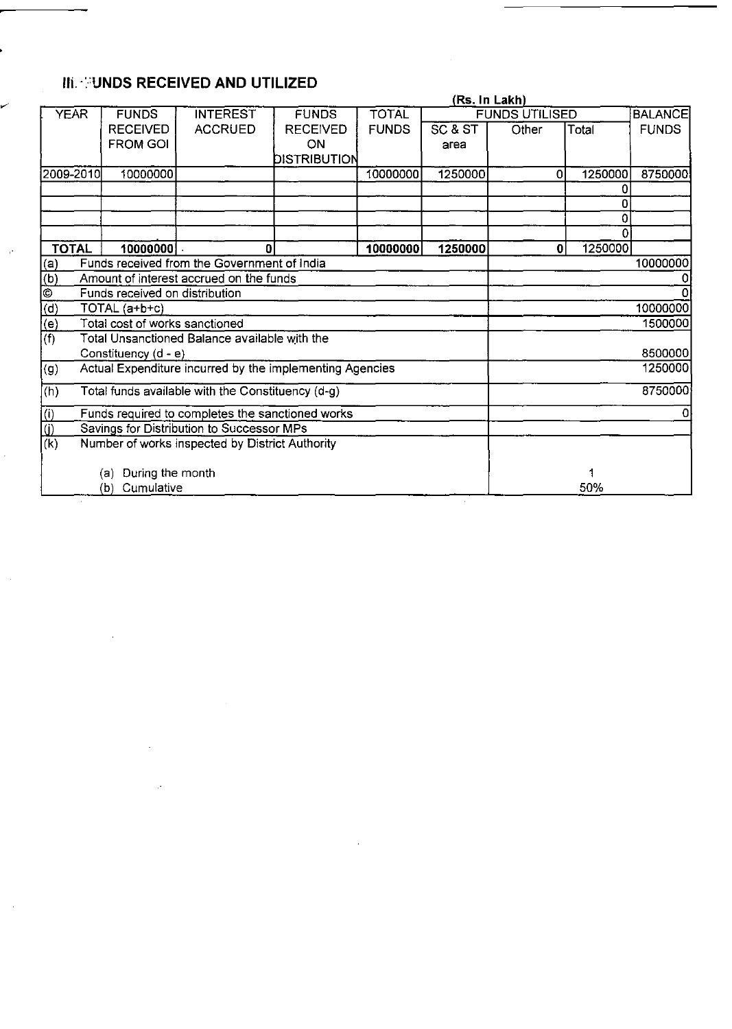## III. FUNDS RECEIVED AND UTILIZED

(Rs. In Lakh)

| YEAR | FUNDS RECEIVED FROM GOI | INTEREST ACCRUED | FUNDS RECEIVED ON DISTRIBUTION | TOTAL FUNDS | FUNDS UTILISED | | | BALANCE FUNDS |
|---|---|---|---|---|---|---|---|---|
| | | | | | SC & ST area | Other | Total | |
| 2009-2010 | 10000000 | | | 10000000 | 1250000 | 0 | 1250000 | 8750000 |
| | | | | | | | 0 | |
| | | | | | | | 0 | |
| | | | | | | | 0 | |
| | | | | | | | 0 | |
| TOTAL | 10000000 | 0 | | 10000000 | 1250000 | 0 | 1250000 | |

| | | |
|---|---|---|
| (a) | Funds received from the Government of India | 10000000 |
| (b) | Amount of interest accrued on the funds | 0 |
| © | Funds received on distribution | 0 |
| (d) | TOTAL (a+b+c) | 10000000 |
| (e) | Total cost of works sanctioned | 1500000 |
| (f) | Total Unsanctioned Balance available with the Constituency (d - e) | 8500000 |
| (g) | Actual Expenditure incurred by the implementing Agencies | 1250000 |
| (h) | Total funds available with the Constituency (d-g) | 8750000 |
| (i) | Funds required to completes the sanctioned works | 0 |
| (j) | Savings for Distribution to Successor MPs | |
| (k) | Number of works inspected by District Authority | |
| | (a) During the month | 1 |
| | (b) Cumulative | 50% |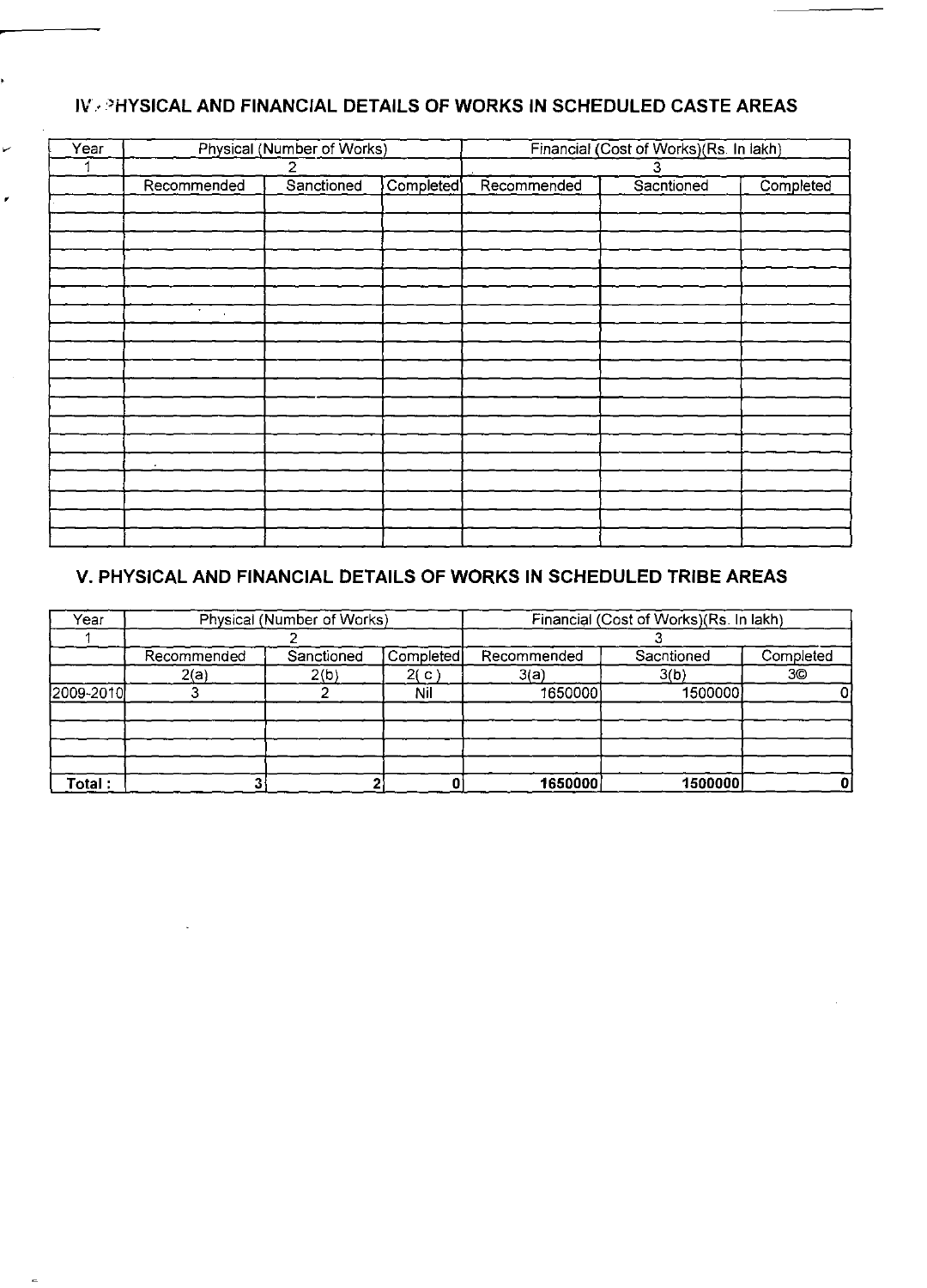## IV. PHYSICAL AND FINANCIAL DETAILS OF WORKS IN SCHEDULED CASTE AREAS

| Year | Physical (Number of Works) | | | Financial (Cost of Works)(Rs. In lakh) | | |
|---|---|---|---|---|---|---|
| 1 | 2 | | | 3 | | |
| | Recommended | Sanctioned | Completed | Recommended | Sacntioned | Completed |
| | | | | | | |
| | | | | | | |
| | | | | | | |
| | | | | | | |
| | | | | | | |
| | | | | | | |
| | | | | | | |
| | | | | | | |
| | | | | | | |
| | | | | | | |
| | | | | | | |
| | | | | | | |
| | | | | | | |
| | | | | | | |
| | | | | | | |
| | | | | | | |
| | | | | | | |
| | | | | | | |
| | | | | | | |

## V. PHYSICAL AND FINANCIAL DETAILS OF WORKS IN SCHEDULED TRIBE AREAS

| Year | Physical (Number of Works) | | | Financial (Cost of Works)(Rs. In lakh) | | |
|---|---|---|---|---|---|---|
| 1 | 2 | | | 3 | | |
| | Recommended | Sanctioned | Completed | Recommended | Sacntioned | Completed |
| | 2(a) | 2(b) | 2( c ) | 3(a) | 3(b) | 3© |
| 2009-2010 | 3 | 2 | Nil | 1650000 | 1500000 | 0 |
| | | | | | | |
| | | | | | | |
| | | | | | | |
| **Total :** | 3 | 2 | 0 | **1650000** | **1500000** | **0** |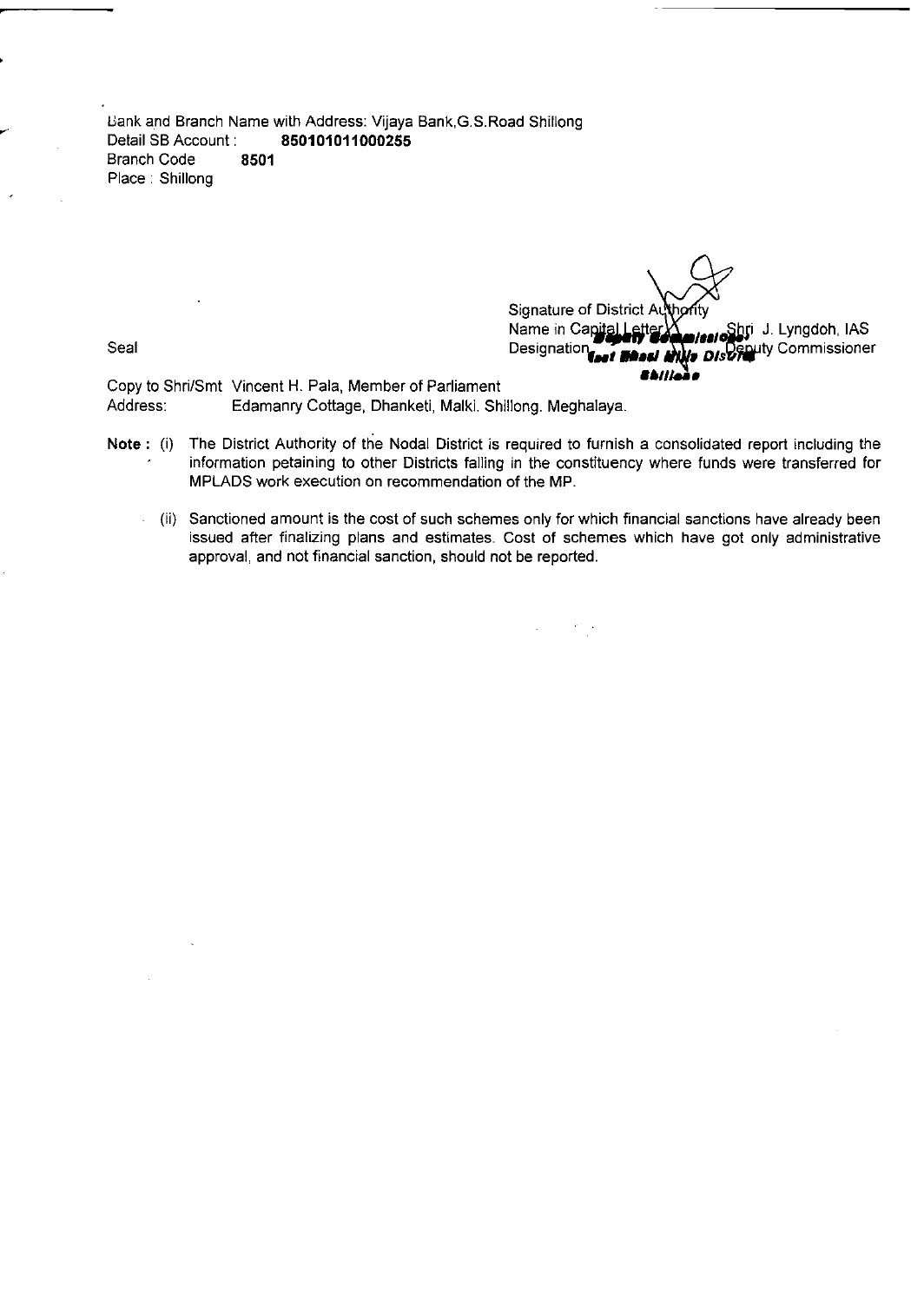Bank and Branch Name with Address: Vijaya Bank,G.S.Road Shillong
Detail SB Account : **850101011000255**
Branch Code **8501**
Place : Shillong

Signature of District Authority
Name in Capital Letter Shri J. Lyngdoh, IAS
Designation Deputy Commissioner

Deputy Commissioner
East Khasi Hills District
Shillong

Seal

Copy to Shri/Smt Vincent H. Pala, Member of Parliament
Address: Edamanry Cottage, Dhanketi, Malki. Shillong. Meghalaya.

**Note :** (i) The District Authority of the Nodal District is required to furnish a consolidated report including the information petaining to other Districts falling in the constituency where funds were transferred for MPLADS work execution on recommendation of the MP.

(ii) Sanctioned amount is the cost of such schemes only for which financial sanctions have already been issued after finalizing plans and estimates. Cost of schemes which have got only administrative approval, and not financial sanction, should not be reported.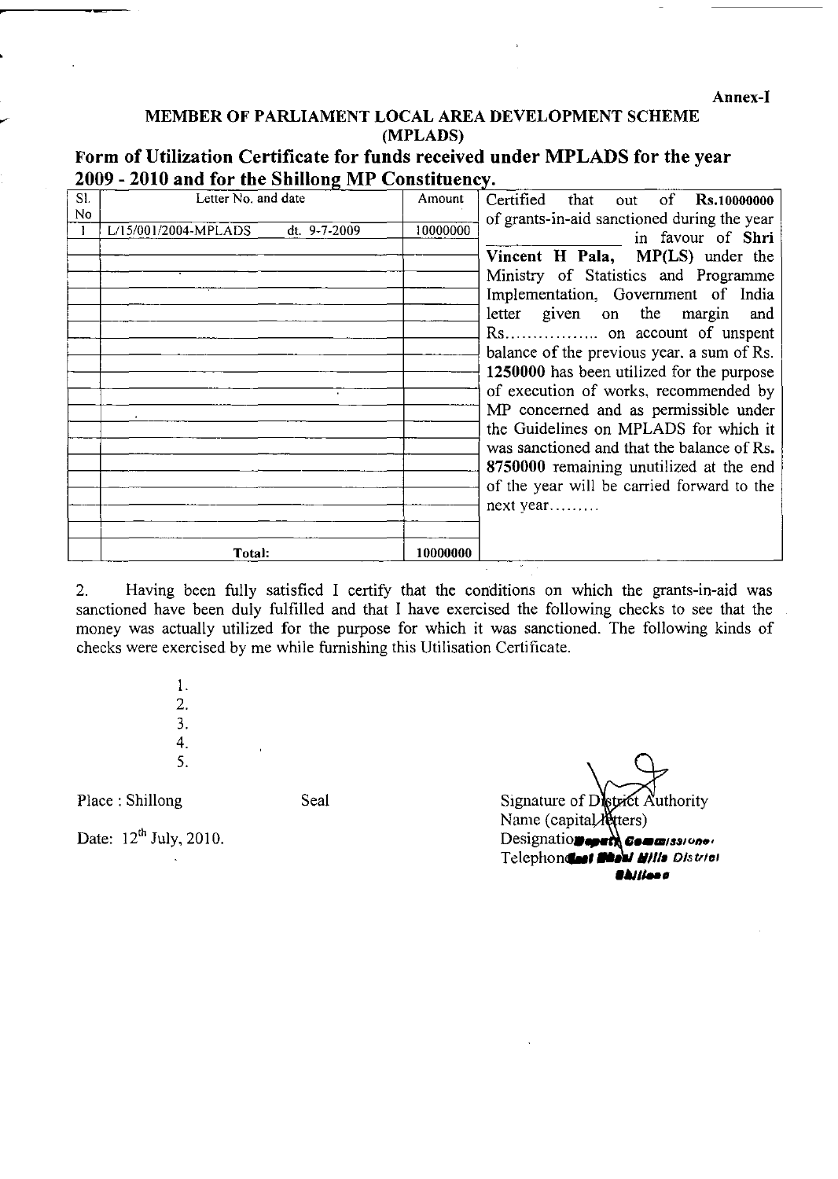Annex-I

# MEMBER OF PARLIAMENT LOCAL AREA DEVELOPMENT SCHEME (MPLADS)

## Form of Utilization Certificate for funds received under MPLADS for the year 2009 - 2010 and for the Shillong MP Constituency.

| Sl. No | Letter No. and date | Amount | |
|---|---|---|---|
| 1 | L/15/001/2004-MPLADS dt. 9-7-2009 | 10000000 | Certified that out of **Rs.10000000** of grants-in-aid sanctioned during the year ______________ in favour of **Shri Vincent H Pala, MP(LS)** under the Ministry of Statistics and Programme Implementation, Government of India letter given on the margin and Rs…………….. on account of unspent balance of the previous year. a sum of Rs. **1250000** has been utilized for the purpose of execution of works, recommended by MP concerned and as permissible under the Guidelines on MPLADS for which it was sanctioned and that the balance of Rs. **8750000** remaining unutilized at the end of the year will be carried forward to the next year……… |
| | **Total:** | 10000000 | |

2. Having been fully satisfied I certify that the conditions on which the grants-in-aid was sanctioned have been duly fulfilled and that I have exercised the following checks to see that the money was actually utilized for the purpose for which it was sanctioned. The following kinds of checks were exercised by me while furnishing this Utilisation Certificate.

1.
2.
3.
4.
5.

Place : Shillong

Seal

Date: 12th July, 2010.

Signature of District Authority
Name (capital letters)
Designation Deputy Commissioner
Telephone East Khasi Hills District
Shillong